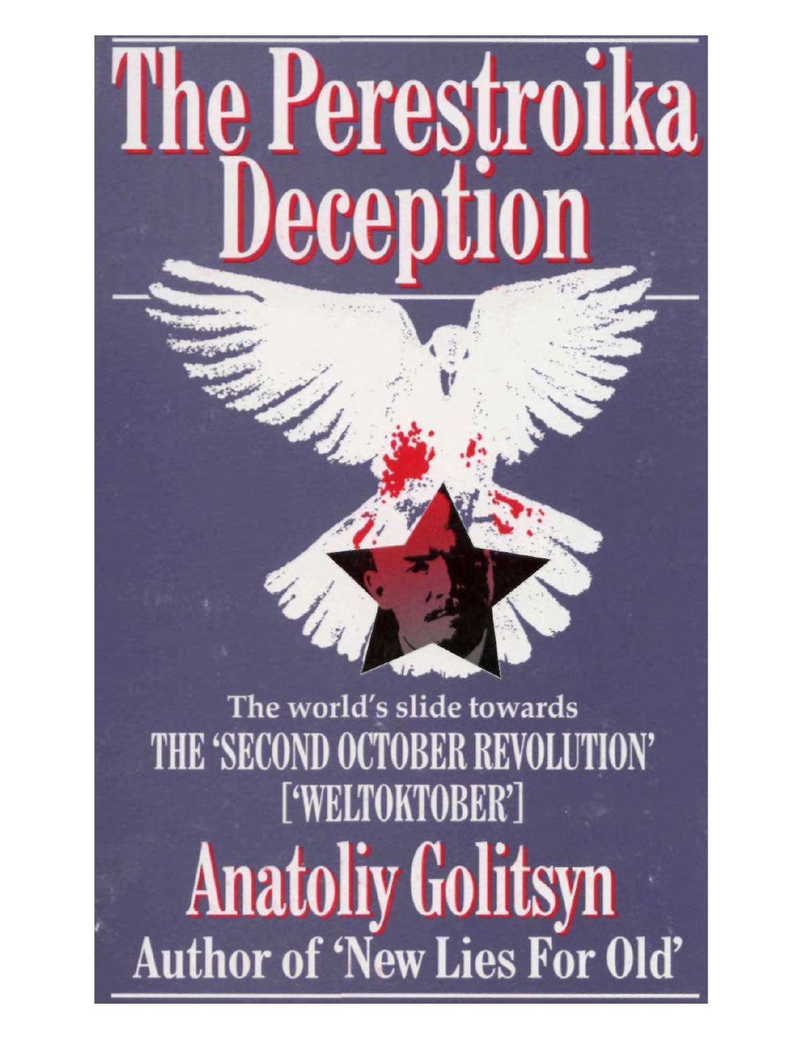# The Perestroika Deception

The world's slide towards

THE 'SECOND OCTOBER REVOLUTION'

['WELTOKTOBER']

## Anatoliy Golitsyn

### Author of 'New Lies For Old'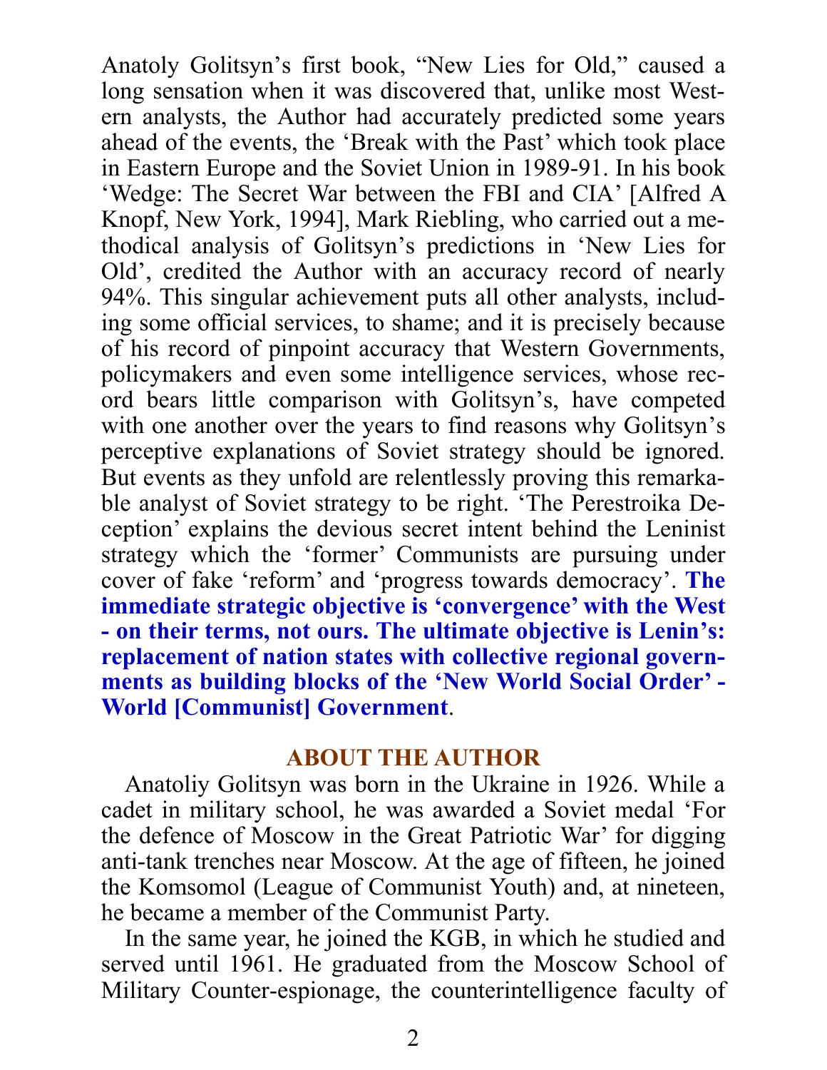Anatoly Golitsyn's first book, "New Lies for Old," caused a long sensation when it was discovered that, unlike most Western analysts, the Author had accurately predicted some years ahead of the events, the 'Break with the Past' which took place in Eastern Europe and the Soviet Union in 1989-91. In his book 'Wedge: The Secret War between the FBI and CIA' [Alfred A Knopf, New York, 1994], Mark Riebling, who carried out a methodical analysis of Golitsyn's predictions in 'New Lies for Old', credited the Author with an accuracy record of nearly 94%. This singular achievement puts all other analysts, including some official services, to shame; and it is precisely because of his record of pinpoint accuracy that Western Governments, policymakers and even some intelligence services, whose record bears little comparison with Golitsyn's, have competed with one another over the years to find reasons why Golitsyn's perceptive explanations of Soviet strategy should be ignored. But events as they unfold are relentlessly proving this remarkable analyst of Soviet strategy to be right. 'The Perestroika Deception' explains the devious secret intent behind the Leninist strategy which the 'former' Communists are pursuing under cover of fake 'reform' and 'progress towards democracy'. **The immediate strategic objective is 'convergence' with the West - on their terms, not ours. The ultimate objective is Lenin's: replacement of nation states with collective regional governments as building blocks of the 'New World Social Order' - World [Communist] Government**.

## ABOUT THE AUTHOR

Anatoliy Golitsyn was born in the Ukraine in 1926. While a cadet in military school, he was awarded a Soviet medal 'For the defence of Moscow in the Great Patriotic War' for digging anti-tank trenches near Moscow. At the age of fifteen, he joined the Komsomol (League of Communist Youth) and, at nineteen, he became a member of the Communist Party.

In the same year, he joined the KGB, in which he studied and served until 1961. He graduated from the Moscow School of Military Counter-espionage, the counterintelligence faculty of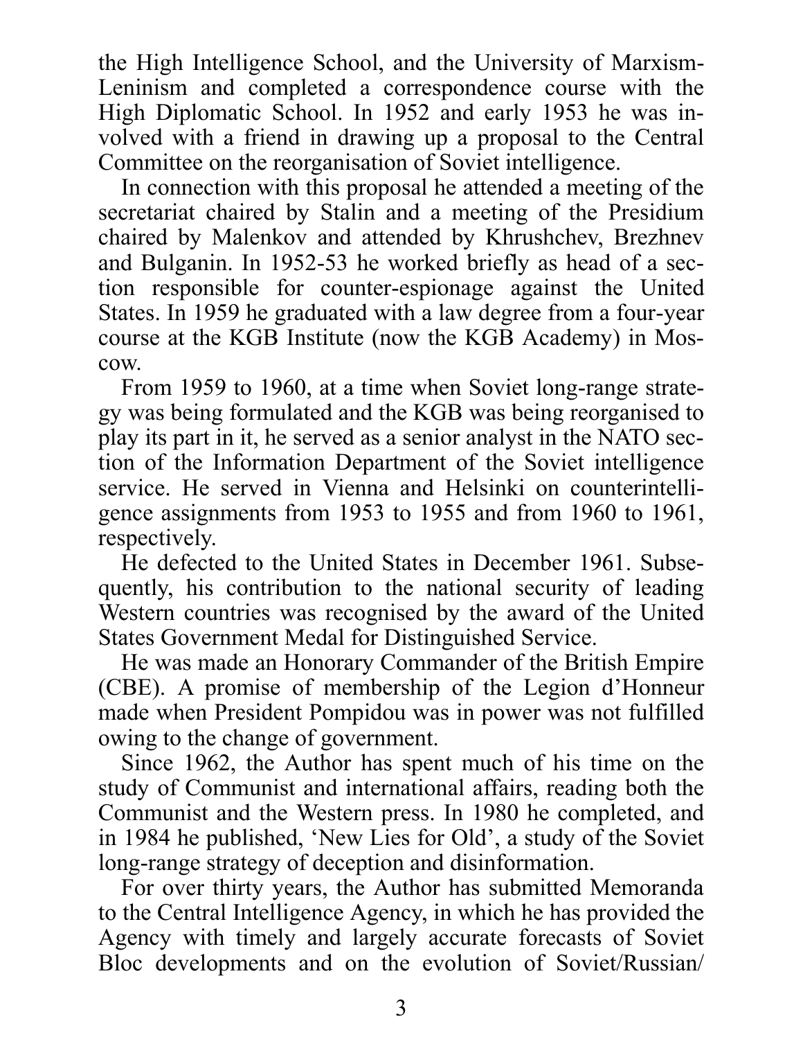the High Intelligence School, and the University of Marxism-Leninism and completed a correspondence course with the High Diplomatic School. In 1952 and early 1953 he was involved with a friend in drawing up a proposal to the Central Committee on the reorganisation of Soviet intelligence.

In connection with this proposal he attended a meeting of the secretariat chaired by Stalin and a meeting of the Presidium chaired by Malenkov and attended by Khrushchev, Brezhnev and Bulganin. In 1952-53 he worked briefly as head of a section responsible for counter-espionage against the United States. In 1959 he graduated with a law degree from a four-year course at the KGB Institute (now the KGB Academy) in Moscow.

From 1959 to 1960, at a time when Soviet long-range strategy was being formulated and the KGB was being reorganised to play its part in it, he served as a senior analyst in the NATO section of the Information Department of the Soviet intelligence service. He served in Vienna and Helsinki on counterintelligence assignments from 1953 to 1955 and from 1960 to 1961, respectively.

He defected to the United States in December 1961. Subsequently, his contribution to the national security of leading Western countries was recognised by the award of the United States Government Medal for Distinguished Service.

He was made an Honorary Commander of the British Empire (CBE). A promise of membership of the Legion d'Honneur made when President Pompidou was in power was not fulfilled owing to the change of government.

Since 1962, the Author has spent much of his time on the study of Communist and international affairs, reading both the Communist and the Western press. In 1980 he completed, and in 1984 he published, 'New Lies for Old', a study of the Soviet long-range strategy of deception and disinformation.

For over thirty years, the Author has submitted Memoranda to the Central Intelligence Agency, in which he has provided the Agency with timely and largely accurate forecasts of Soviet Bloc developments and on the evolution of Soviet/Russian/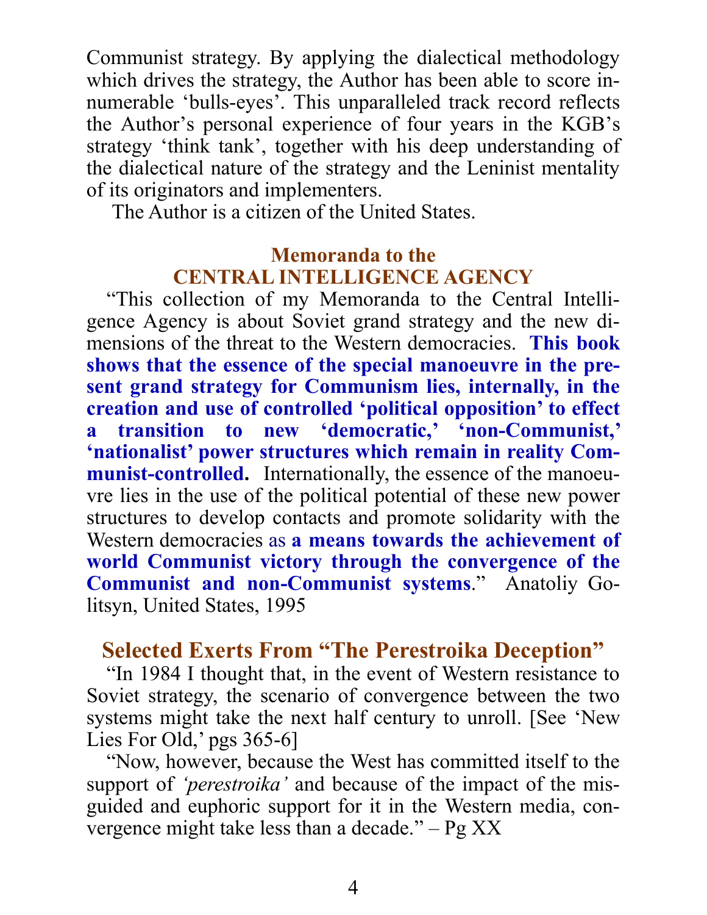Communist strategy. By applying the dialectical methodology which drives the strategy, the Author has been able to score innumerable 'bulls-eyes'. This unparalleled track record reflects the Author's personal experience of four years in the KGB's strategy 'think tank', together with his deep understanding of the dialectical nature of the strategy and the Leninist mentality of its originators and implementers.

The Author is a citizen of the United States.

## Memoranda to the CENTRAL INTELLIGENCE AGENCY

"This collection of my Memoranda to the Central Intelligence Agency is about Soviet grand strategy and the new dimensions of the threat to the Western democracies. **This book shows that the essence of the special manoeuvre in the present grand strategy for Communism lies, internally, in the creation and use of controlled 'political opposition' to effect a transition to new 'democratic,' 'non-Communist,' 'nationalist' power structures which remain in reality Communist-controlled.** Internationally, the essence of the manoeuvre lies in the use of the political potential of these new power structures to develop contacts and promote solidarity with the Western democracies as **a means towards the achievement of world Communist victory through the convergence of the Communist and non-Communist systems**." Anatoliy Golitsyn, United States, 1995

## Selected Exerts From "The Perestroika Deception"

"In 1984 I thought that, in the event of Western resistance to Soviet strategy, the scenario of convergence between the two systems might take the next half century to unroll. [See 'New Lies For Old,' pgs 365-6]

"Now, however, because the West has committed itself to the support of *'perestroika'* and because of the impact of the misguided and euphoric support for it in the Western media, convergence might take less than a decade." – Pg XX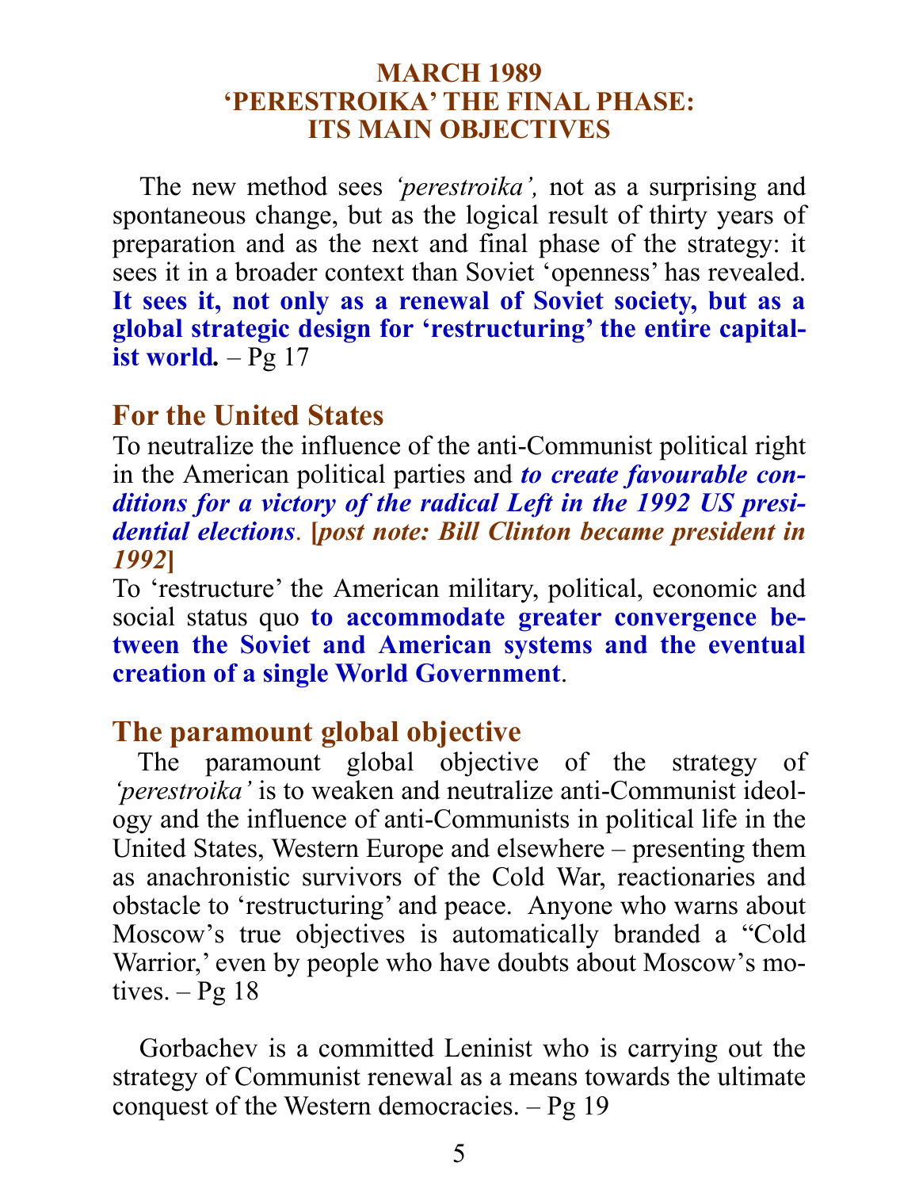# MARCH 1989
# 'PERESTROIKA' THE FINAL PHASE: ITS MAIN OBJECTIVES

The new method sees *'perestroika',* not as a surprising and spontaneous change, but as the logical result of thirty years of preparation and as the next and final phase of the strategy: it sees it in a broader context than Soviet 'openness' has revealed. **It sees it, not only as a renewal of Soviet society, but as a global strategic design for 'restructuring' the entire capitalist world.** – Pg 17

## For the United States

To neutralize the influence of the anti-Communist political right in the American political parties and ***to create favourable conditions for a victory of the radical Left in the 1992 US presidential elections*. [*post note: Bill Clinton became president in 1992*]**

To 'restructure' the American military, political, economic and social status quo **to accommodate greater convergence between the Soviet and American systems and the eventual creation of a single World Government**.

## The paramount global objective

The paramount global objective of the strategy of *'perestroika'* is to weaken and neutralize anti-Communist ideology and the influence of anti-Communists in political life in the United States, Western Europe and elsewhere – presenting them as anachronistic survivors of the Cold War, reactionaries and obstacle to 'restructuring' and peace. Anyone who warns about Moscow's true objectives is automatically branded a "Cold Warrior,' even by people who have doubts about Moscow's motives. – Pg 18

Gorbachev is a committed Leninist who is carrying out the strategy of Communist renewal as a means towards the ultimate conquest of the Western democracies. – Pg 19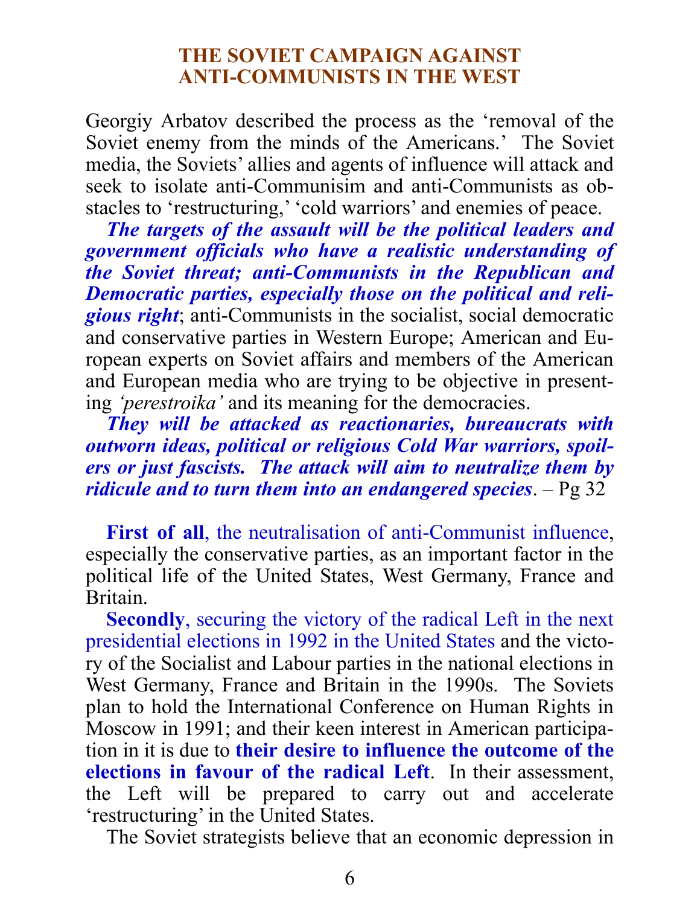## THE SOVIET CAMPAIGN AGAINST ANTI-COMMUNISTS IN THE WEST

Georgiy Arbatov described the process as the 'removal of the Soviet enemy from the minds of the Americans.' The Soviet media, the Soviets' allies and agents of influence will attack and seek to isolate anti-Communisim and anti-Communists as obstacles to 'restructuring,' 'cold warriors' and enemies of peace.

***The targets of the assault will be the political leaders and government officials who have a realistic understanding of the Soviet threat; anti-Communists in the Republican and Democratic parties, especially those on the political and religious right***; anti-Communists in the socialist, social democratic and conservative parties in Western Europe; American and European experts on Soviet affairs and members of the American and European media who are trying to be objective in presenting *'perestroika'* and its meaning for the democracies.

***They will be attacked as reactionaries, bureaucrats with outworn ideas, political or religious Cold War warriors, spoilers or just fascists. The attack will aim to neutralize them by ridicule and to turn them into an endangered species***. – Pg 32

**First of all**, the neutralisation of anti-Communist influence, especially the conservative parties, as an important factor in the political life of the United States, West Germany, France and Britain.

**Secondly**, securing the victory of the radical Left in the next presidential elections in 1992 in the United States and the victory of the Socialist and Labour parties in the national elections in West Germany, France and Britain in the 1990s. The Soviets plan to hold the International Conference on Human Rights in Moscow in 1991; and their keen interest in American participation in it is due to **their desire to influence the outcome of the elections in favour of the radical Left**. In their assessment, the Left will be prepared to carry out and accelerate 'restructuring' in the United States.

The Soviet strategists believe that an economic depression in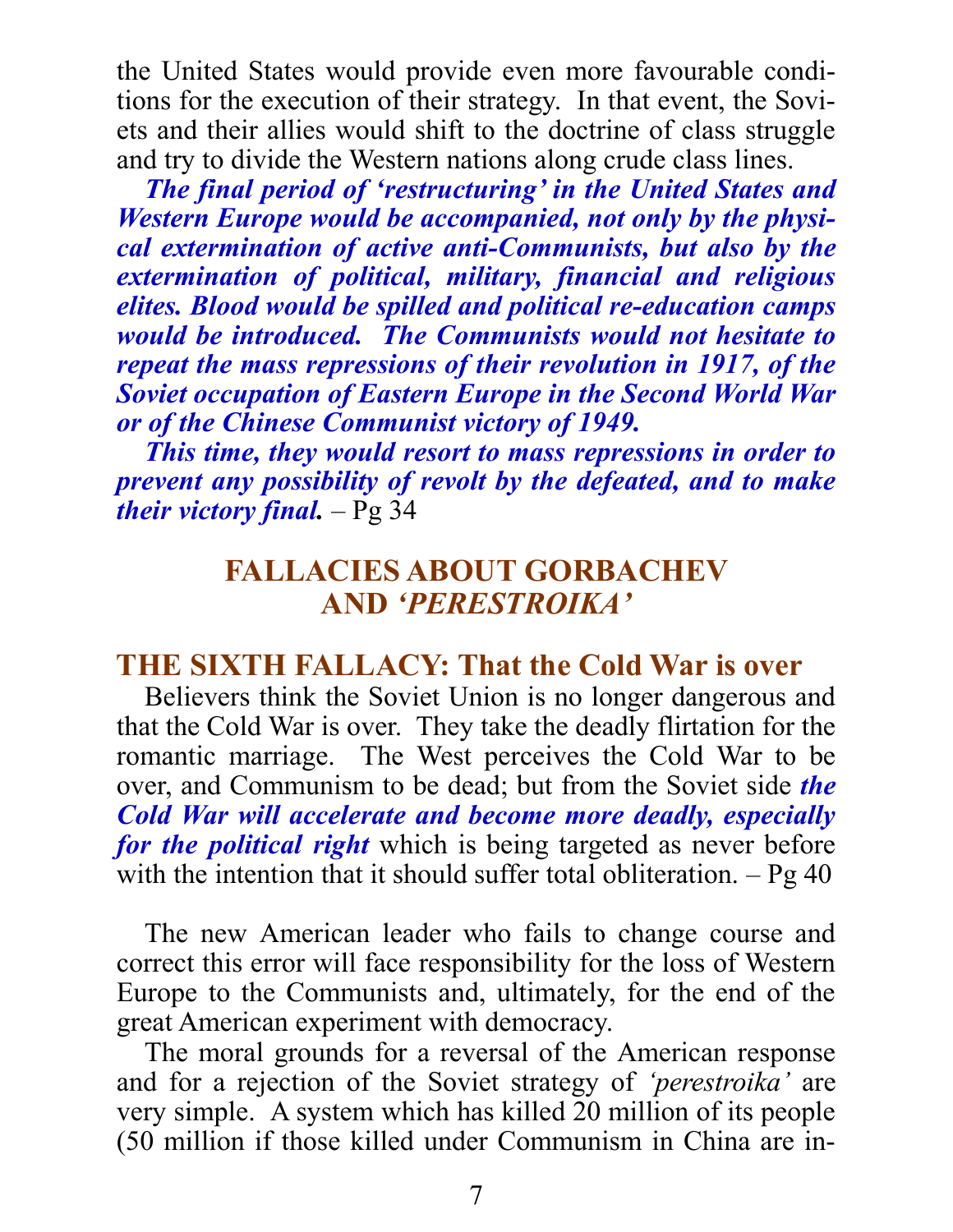the United States would provide even more favourable conditions for the execution of their strategy. In that event, the Soviets and their allies would shift to the doctrine of class struggle and try to divide the Western nations along crude class lines.

***The final period of 'restructuring' in the United States and Western Europe would be accompanied, not only by the physical extermination of active anti-Communists, but also by the extermination of political, military, financial and religious elites. Blood would be spilled and political re-education camps would be introduced. The Communists would not hesitate to repeat the mass repressions of their revolution in 1917, of the Soviet occupation of Eastern Europe in the Second World War or of the Chinese Communist victory of 1949.***

***This time, they would resort to mass repressions in order to prevent any possibility of revolt by the defeated, and to make their victory final.*** – Pg 34

## FALLACIES ABOUT GORBACHEV AND *'PERESTROIKA'*

### THE SIXTH FALLACY: That the Cold War is over

Believers think the Soviet Union is no longer dangerous and that the Cold War is over. They take the deadly flirtation for the romantic marriage. The West perceives the Cold War to be over, and Communism to be dead; but from the Soviet side ***the Cold War will accelerate and become more deadly, especially for the political right*** which is being targeted as never before with the intention that it should suffer total obliteration. – Pg 40

The new American leader who fails to change course and correct this error will face responsibility for the loss of Western Europe to the Communists and, ultimately, for the end of the great American experiment with democracy.

The moral grounds for a reversal of the American response and for a rejection of the Soviet strategy of *'perestroika'* are very simple. A system which has killed 20 million of its people (50 million if those killed under Communism in China are in-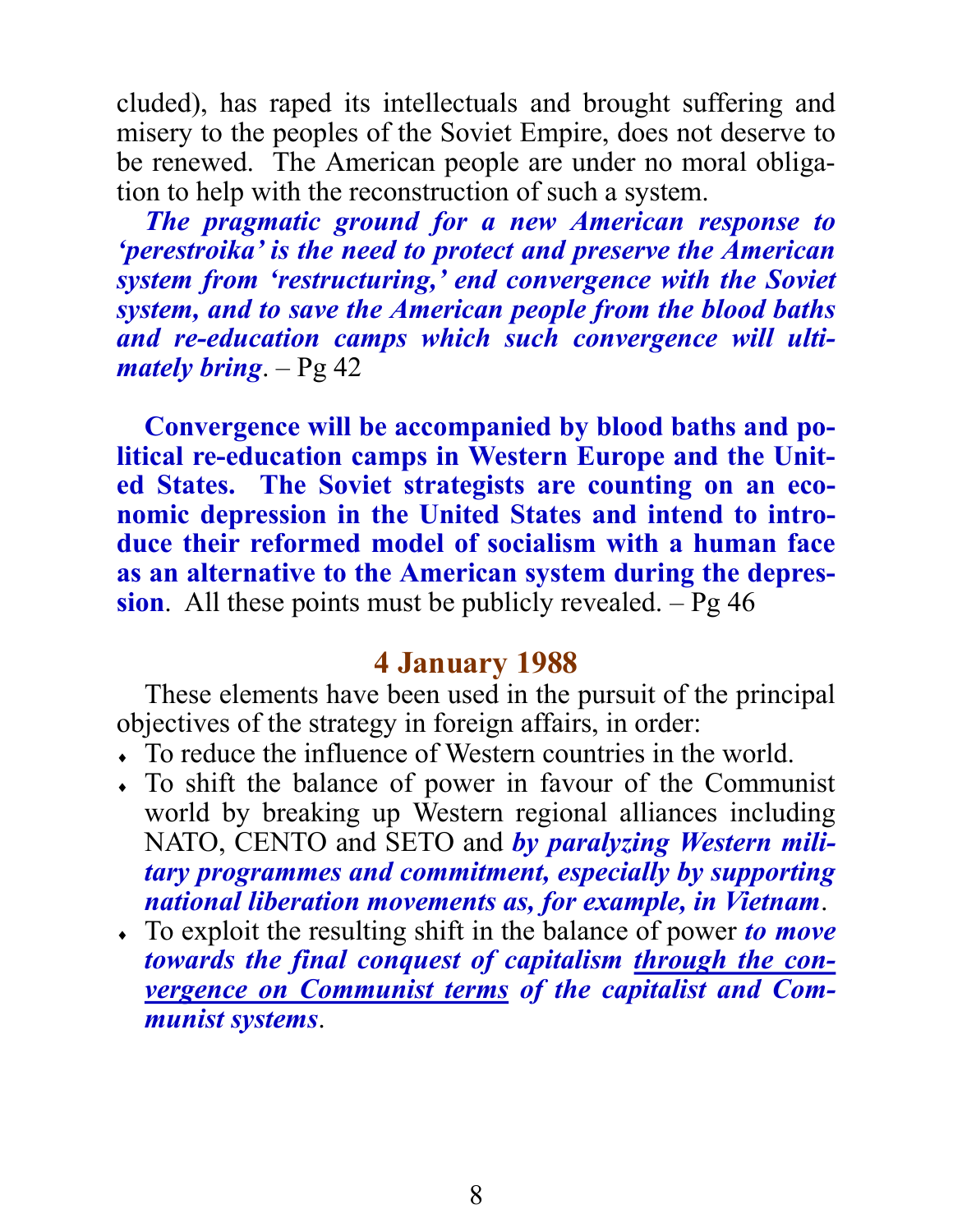cluded), has raped its intellectuals and brought suffering and misery to the peoples of the Soviet Empire, does not deserve to be renewed. The American people are under no moral obligation to help with the reconstruction of such a system.

***The pragmatic ground for a new American response to 'perestroika' is the need to protect and preserve the American system from 'restructuring,' end convergence with the Soviet system, and to save the American people from the blood baths and re-education camps which such convergence will ultimately bring***. – Pg 42

**Convergence will be accompanied by blood baths and political re-education camps in Western Europe and the United States. The Soviet strategists are counting on an economic depression in the United States and intend to introduce their reformed model of socialism with a human face as an alternative to the American system during the depression**. All these points must be publicly revealed. – Pg 46

## 4 January 1988

These elements have been used in the pursuit of the principal objectives of the strategy in foreign affairs, in order:

- To reduce the influence of Western countries in the world.
- To shift the balance of power in favour of the Communist world by breaking up Western regional alliances including NATO, CENTO and SETO and ***by paralyzing Western military programmes and commitment, especially by supporting national liberation movements as, for example, in Vietnam***.
- To exploit the resulting shift in the balance of power ***to move towards the final conquest of capitalism <u>through the convergence on Communist terms</u> of the capitalist and Communist systems***.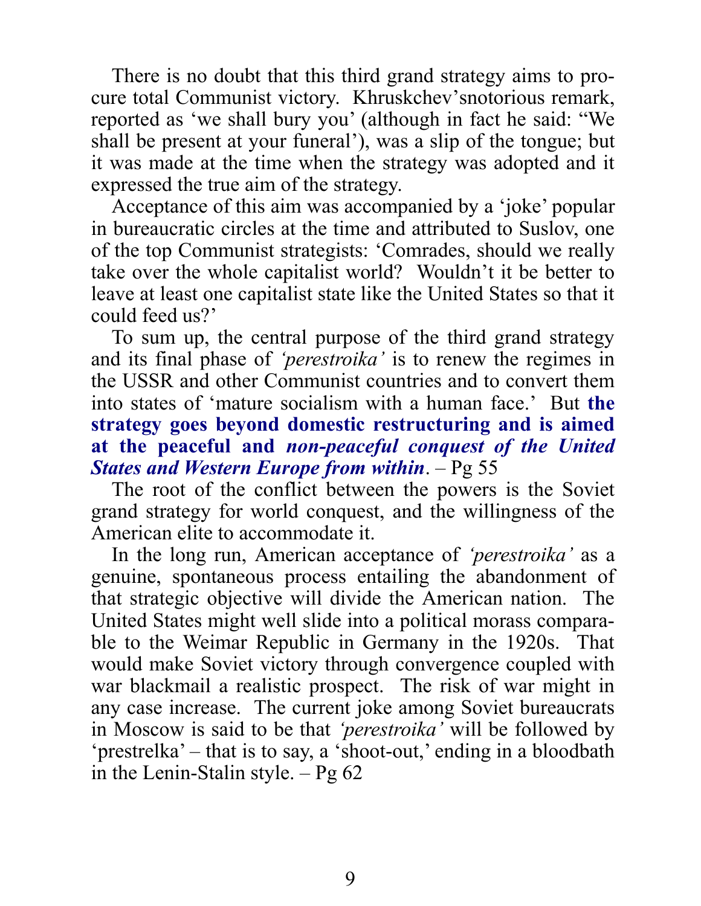There is no doubt that this third grand strategy aims to procure total Communist victory. Khruskchev'snotorious remark, reported as 'we shall bury you' (although in fact he said: "We shall be present at your funeral'), was a slip of the tongue; but it was made at the time when the strategy was adopted and it expressed the true aim of the strategy.

Acceptance of this aim was accompanied by a 'joke' popular in bureaucratic circles at the time and attributed to Suslov, one of the top Communist strategists: 'Comrades, should we really take over the whole capitalist world? Wouldn't it be better to leave at least one capitalist state like the United States so that it could feed us?'

To sum up, the central purpose of the third grand strategy and its final phase of *'perestroika'* is to renew the regimes in the USSR and other Communist countries and to convert them into states of 'mature socialism with a human face.' But **the strategy goes beyond domestic restructuring and is aimed at the peaceful and *non-peaceful conquest of the United States and Western Europe from within***. – Pg 55

The root of the conflict between the powers is the Soviet grand strategy for world conquest, and the willingness of the American elite to accommodate it.

In the long run, American acceptance of *'perestroika'* as a genuine, spontaneous process entailing the abandonment of that strategic objective will divide the American nation. The United States might well slide into a political morass comparable to the Weimar Republic in Germany in the 1920s. That would make Soviet victory through convergence coupled with war blackmail a realistic prospect. The risk of war might in any case increase. The current joke among Soviet bureaucrats in Moscow is said to be that *'perestroika'* will be followed by 'prestrelka' – that is to say, a 'shoot-out,' ending in a bloodbath in the Lenin-Stalin style. – Pg 62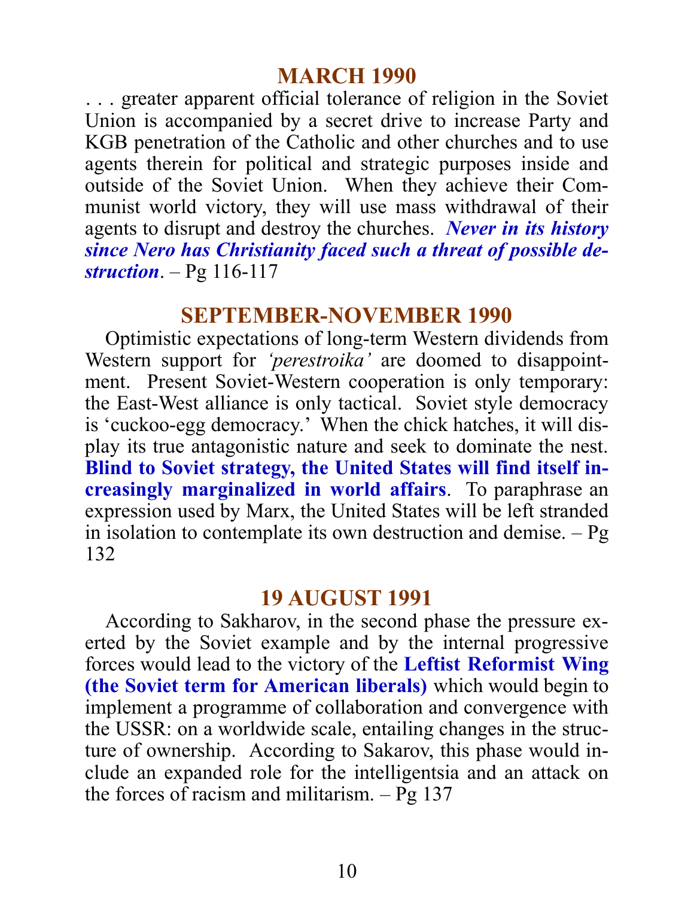## MARCH 1990

. . . greater apparent official tolerance of religion in the Soviet Union is accompanied by a secret drive to increase Party and KGB penetration of the Catholic and other churches and to use agents therein for political and strategic purposes inside and outside of the Soviet Union. When they achieve their Communist world victory, they will use mass withdrawal of their agents to disrupt and destroy the churches. ***Never in its history since Nero has Christianity faced such a threat of possible destruction***. – Pg 116-117

## SEPTEMBER-NOVEMBER 1990

Optimistic expectations of long-term Western dividends from Western support for *'perestroika'* are doomed to disappointment. Present Soviet-Western cooperation is only temporary: the East-West alliance is only tactical. Soviet style democracy is 'cuckoo-egg democracy.' When the chick hatches, it will display its true antagonistic nature and seek to dominate the nest. **Blind to Soviet strategy, the United States will find itself increasingly marginalized in world affairs**. To paraphrase an expression used by Marx, the United States will be left stranded in isolation to contemplate its own destruction and demise. – Pg 132

## 19 AUGUST 1991

According to Sakharov, in the second phase the pressure exerted by the Soviet example and by the internal progressive forces would lead to the victory of the **Leftist Reformist Wing (the Soviet term for American liberals)** which would begin to implement a programme of collaboration and convergence with the USSR: on a worldwide scale, entailing changes in the structure of ownership. According to Sakarov, this phase would include an expanded role for the intelligentsia and an attack on the forces of racism and militarism. – Pg 137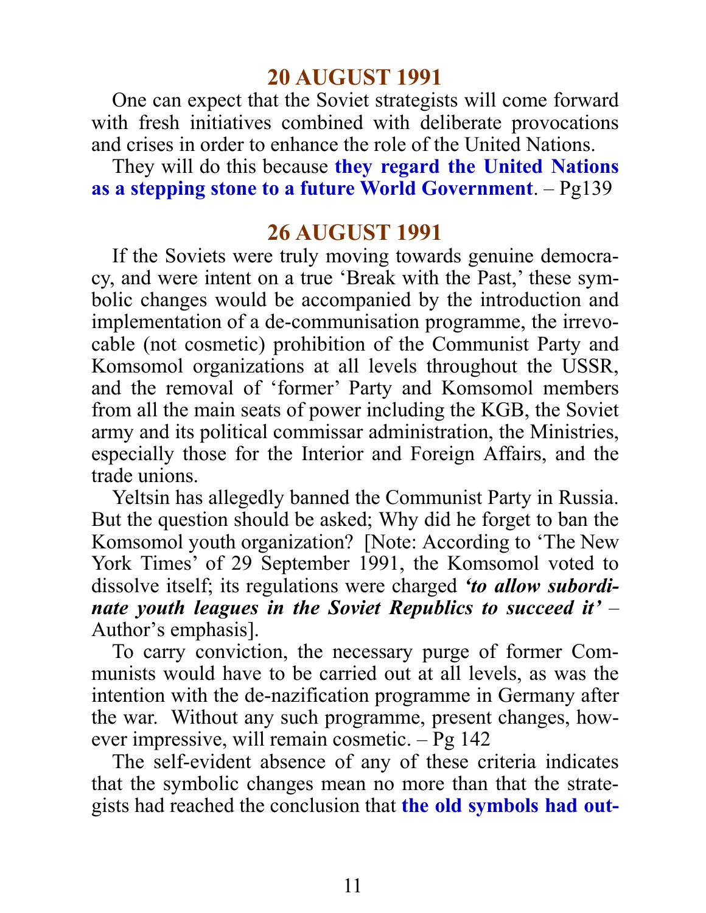## 20 AUGUST 1991

One can expect that the Soviet strategists will come forward with fresh initiatives combined with deliberate provocations and crises in order to enhance the role of the United Nations.

They will do this because **they regard the United Nations as a stepping stone to a future World Government**. – Pg139

## 26 AUGUST 1991

If the Soviets were truly moving towards genuine democracy, and were intent on a true 'Break with the Past,' these symbolic changes would be accompanied by the introduction and implementation of a de-communisation programme, the irrevocable (not cosmetic) prohibition of the Communist Party and Komsomol organizations at all levels throughout the USSR, and the removal of 'former' Party and Komsomol members from all the main seats of power including the KGB, the Soviet army and its political commissar administration, the Ministries, especially those for the Interior and Foreign Affairs, and the trade unions.

Yeltsin has allegedly banned the Communist Party in Russia. But the question should be asked; Why did he forget to ban the Komsomol youth organization? [Note: According to 'The New York Times' of 29 September 1991, the Komsomol voted to dissolve itself; its regulations were charged ***'to allow subordinate youth leagues in the Soviet Republics to succeed it'*** – Author's emphasis].

To carry conviction, the necessary purge of former Communists would have to be carried out at all levels, as was the intention with the de-nazification programme in Germany after the war. Without any such programme, present changes, however impressive, will remain cosmetic. – Pg 142

The self-evident absence of any of these criteria indicates that the symbolic changes mean no more than that the strategists had reached the conclusion that **the old symbols had out-**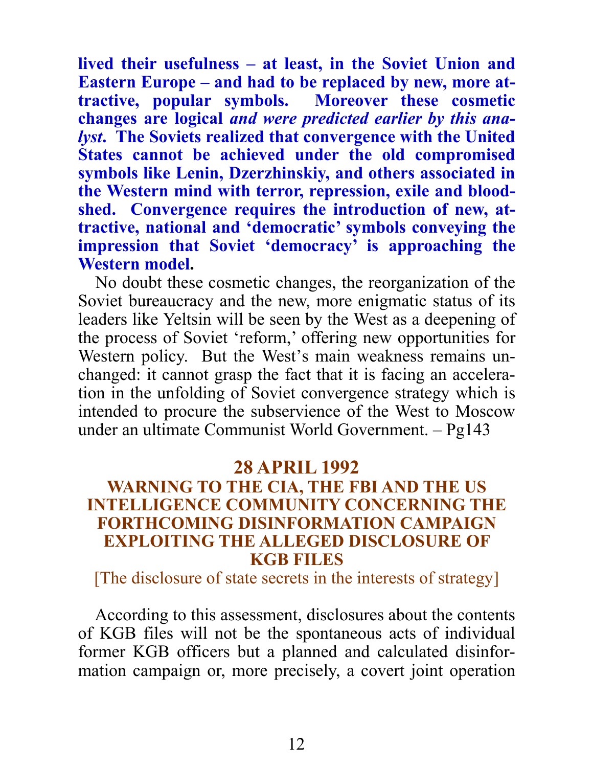**lived their usefulness – at least, in the Soviet Union and Eastern Europe – and had to be replaced by new, more attractive, popular symbols. Moreover these cosmetic changes are logical *and were predicted earlier by this analyst*. The Soviets realized that convergence with the United States cannot be achieved under the old compromised symbols like Lenin, Dzerzhinskiy, and others associated in the Western mind with terror, repression, exile and bloodshed. Convergence requires the introduction of new, attractive, national and 'democratic' symbols conveying the impression that Soviet 'democracy' is approaching the Western model.**

No doubt these cosmetic changes, the reorganization of the Soviet bureaucracy and the new, more enigmatic status of its leaders like Yeltsin will be seen by the West as a deepening of the process of Soviet 'reform,' offering new opportunities for Western policy. But the West's main weakness remains unchanged: it cannot grasp the fact that it is facing an acceleration in the unfolding of Soviet convergence strategy which is intended to procure the subservience of the West to Moscow under an ultimate Communist World Government. – Pg143

## 28 APRIL 1992
## WARNING TO THE CIA, THE FBI AND THE US INTELLIGENCE COMMUNITY CONCERNING THE FORTHCOMING DISINFORMATION CAMPAIGN EXPLOITING THE ALLEGED DISCLOSURE OF KGB FILES

[The disclosure of state secrets in the interests of strategy]

According to this assessment, disclosures about the contents of KGB files will not be the spontaneous acts of individual former KGB officers but a planned and calculated disinformation campaign or, more precisely, a covert joint operation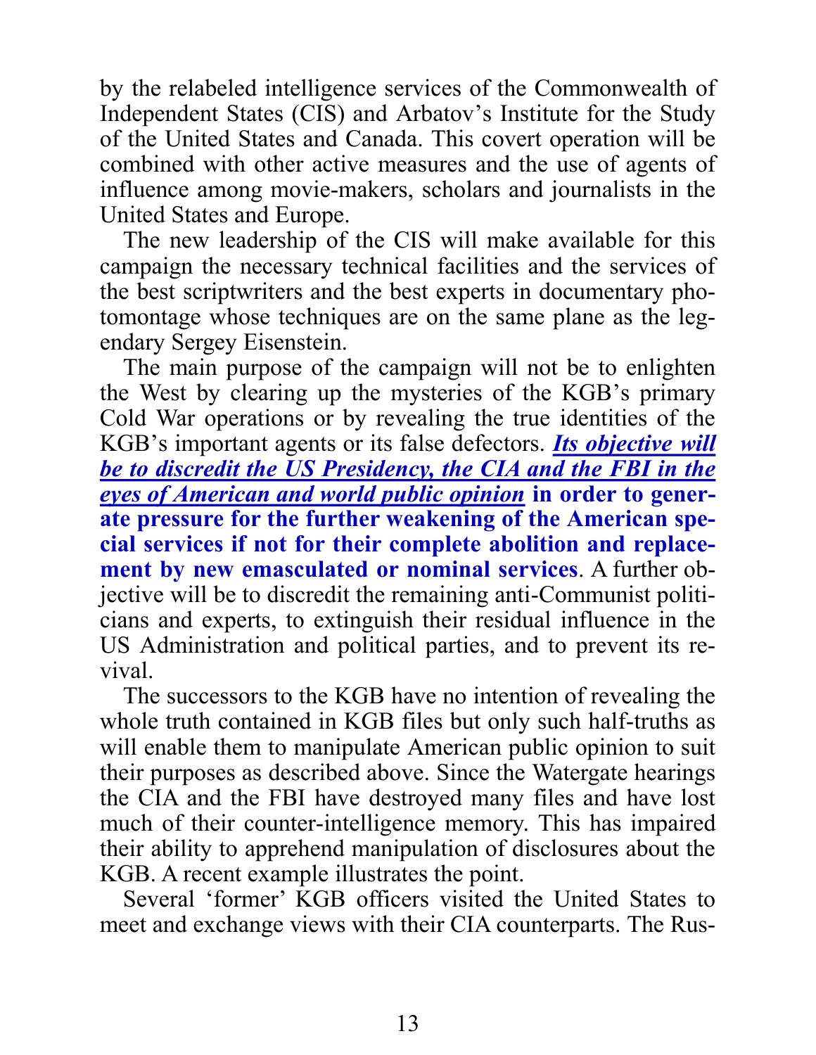by the relabeled intelligence services of the Commonwealth of Independent States (CIS) and Arbatov's Institute for the Study of the United States and Canada. This covert operation will be combined with other active measures and the use of agents of influence among movie-makers, scholars and journalists in the United States and Europe.

The new leadership of the CIS will make available for this campaign the necessary technical facilities and the services of the best scriptwriters and the best experts in documentary photomontage whose techniques are on the same plane as the legendary Sergey Eisenstein.

The main purpose of the campaign will not be to enlighten the West by clearing up the mysteries of the KGB's primary Cold War operations or by revealing the true identities of the KGB's important agents or its false defectors. ***Its objective will be to discredit the US Presidency, the CIA and the FBI in the eyes of American and world public opinion*** **in order to generate pressure for the further weakening of the American special services if not for their complete abolition and replacement by new emasculated or nominal services**. A further objective will be to discredit the remaining anti-Communist politicians and experts, to extinguish their residual influence in the US Administration and political parties, and to prevent its revival.

The successors to the KGB have no intention of revealing the whole truth contained in KGB files but only such half-truths as will enable them to manipulate American public opinion to suit their purposes as described above. Since the Watergate hearings the CIA and the FBI have destroyed many files and have lost much of their counter-intelligence memory. This has impaired their ability to apprehend manipulation of disclosures about the KGB. A recent example illustrates the point.

Several 'former' KGB officers visited the United States to meet and exchange views with their CIA counterparts. The Rus-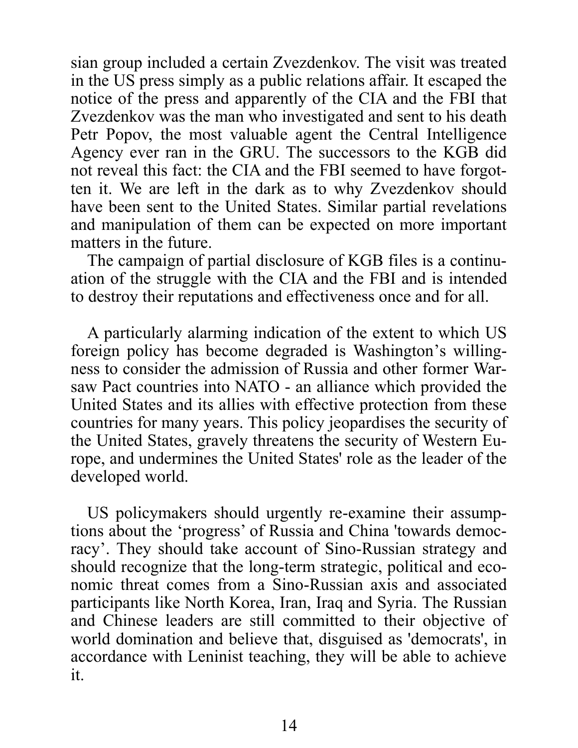sian group included a certain Zvezdenkov. The visit was treated in the US press simply as a public relations affair. It escaped the notice of the press and apparently of the CIA and the FBI that Zvezdenkov was the man who investigated and sent to his death Petr Popov, the most valuable agent the Central Intelligence Agency ever ran in the GRU. The successors to the KGB did not reveal this fact: the CIA and the FBI seemed to have forgotten it. We are left in the dark as to why Zvezdenkov should have been sent to the United States. Similar partial revelations and manipulation of them can be expected on more important matters in the future.

The campaign of partial disclosure of KGB files is a continuation of the struggle with the CIA and the FBI and is intended to destroy their reputations and effectiveness once and for all.

A particularly alarming indication of the extent to which US foreign policy has become degraded is Washington's willingness to consider the admission of Russia and other former Warsaw Pact countries into NATO - an alliance which provided the United States and its allies with effective protection from these countries for many years. This policy jeopardises the security of the United States, gravely threatens the security of Western Europe, and undermines the United States' role as the leader of the developed world.

US policymakers should urgently re-examine their assumptions about the 'progress' of Russia and China 'towards democracy'. They should take account of Sino-Russian strategy and should recognize that the long-term strategic, political and economic threat comes from a Sino-Russian axis and associated participants like North Korea, Iran, Iraq and Syria. The Russian and Chinese leaders are still committed to their objective of world domination and believe that, disguised as 'democrats', in accordance with Leninist teaching, they will be able to achieve it.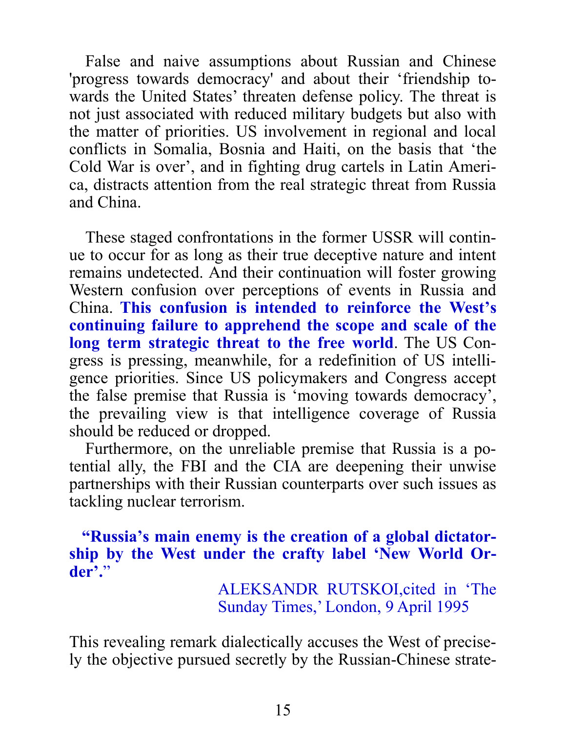False and naive assumptions about Russian and Chinese 'progress towards democracy' and about their 'friendship towards the United States' threaten defense policy. The threat is not just associated with reduced military budgets but also with the matter of priorities. US involvement in regional and local conflicts in Somalia, Bosnia and Haiti, on the basis that 'the Cold War is over', and in fighting drug cartels in Latin America, distracts attention from the real strategic threat from Russia and China.

These staged confrontations in the former USSR will continue to occur for as long as their true deceptive nature and intent remains undetected. And their continuation will foster growing Western confusion over perceptions of events in Russia and China. **This confusion is intended to reinforce the West's continuing failure to apprehend the scope and scale of the long term strategic threat to the free world**. The US Congress is pressing, meanwhile, for a redefinition of US intelligence priorities. Since US policymakers and Congress accept the false premise that Russia is 'moving towards democracy', the prevailing view is that intelligence coverage of Russia should be reduced or dropped.

Furthermore, on the unreliable premise that Russia is a potential ally, the FBI and the CIA are deepening their unwise partnerships with their Russian counterparts over such issues as tackling nuclear terrorism.

> **"Russia's main enemy is the creation of a global dictatorship by the West under the crafty label 'New World Order'."**
>
> ALEKSANDR RUTSKOI, cited in 'The Sunday Times,' London, 9 April 1995

This revealing remark dialectically accuses the West of precisely the objective pursued secretly by the Russian-Chinese strate-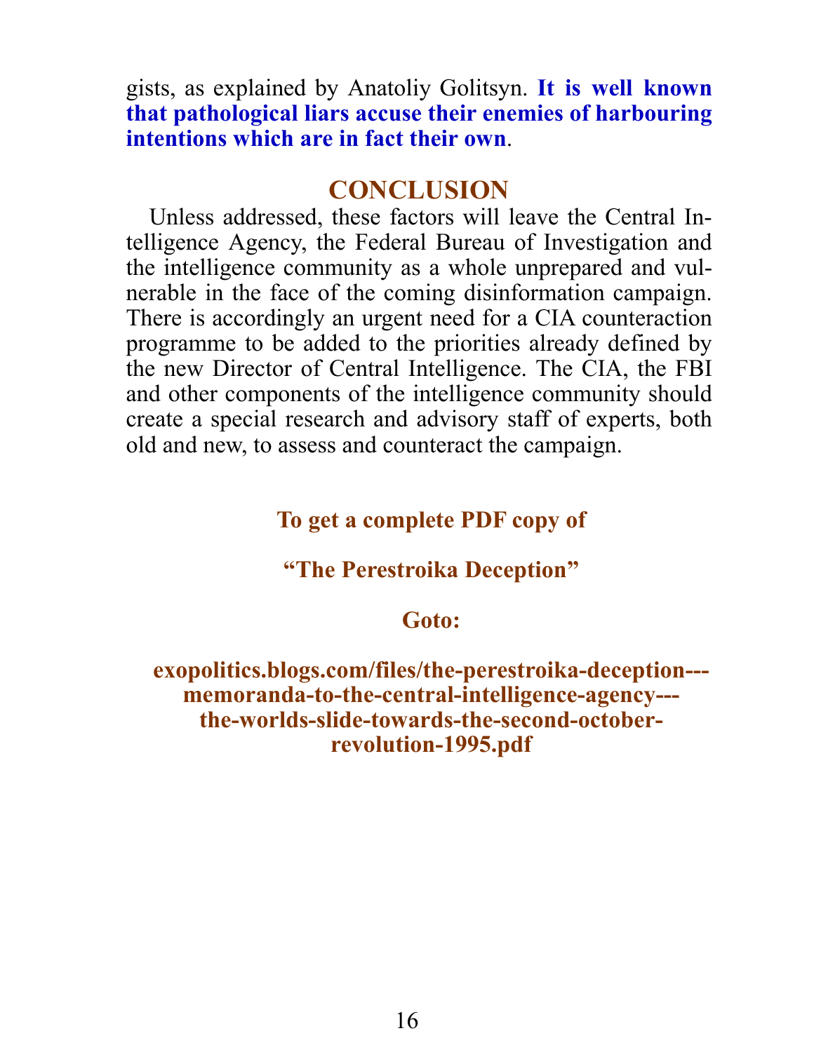gists, as explained by Anatoliy Golitsyn. **It is well known that pathological liars accuse their enemies of harbouring intentions which are in fact their own**.

## CONCLUSION

Unless addressed, these factors will leave the Central Intelligence Agency, the Federal Bureau of Investigation and the intelligence community as a whole unprepared and vulnerable in the face of the coming disinformation campaign. There is accordingly an urgent need for a CIA counteraction programme to be added to the priorities already defined by the new Director of Central Intelligence. The CIA, the FBI and other components of the intelligence community should create a special research and advisory staff of experts, both old and new, to assess and counteract the campaign.

**To get a complete PDF copy of**

**"The Perestroika Deception"**

**Goto:**

**exopolitics.blogs.com/files/the-perestroika-deception---memoranda-to-the-central-intelligence-agency---the-worlds-slide-towards-the-second-october-revolution-1995.pdf**